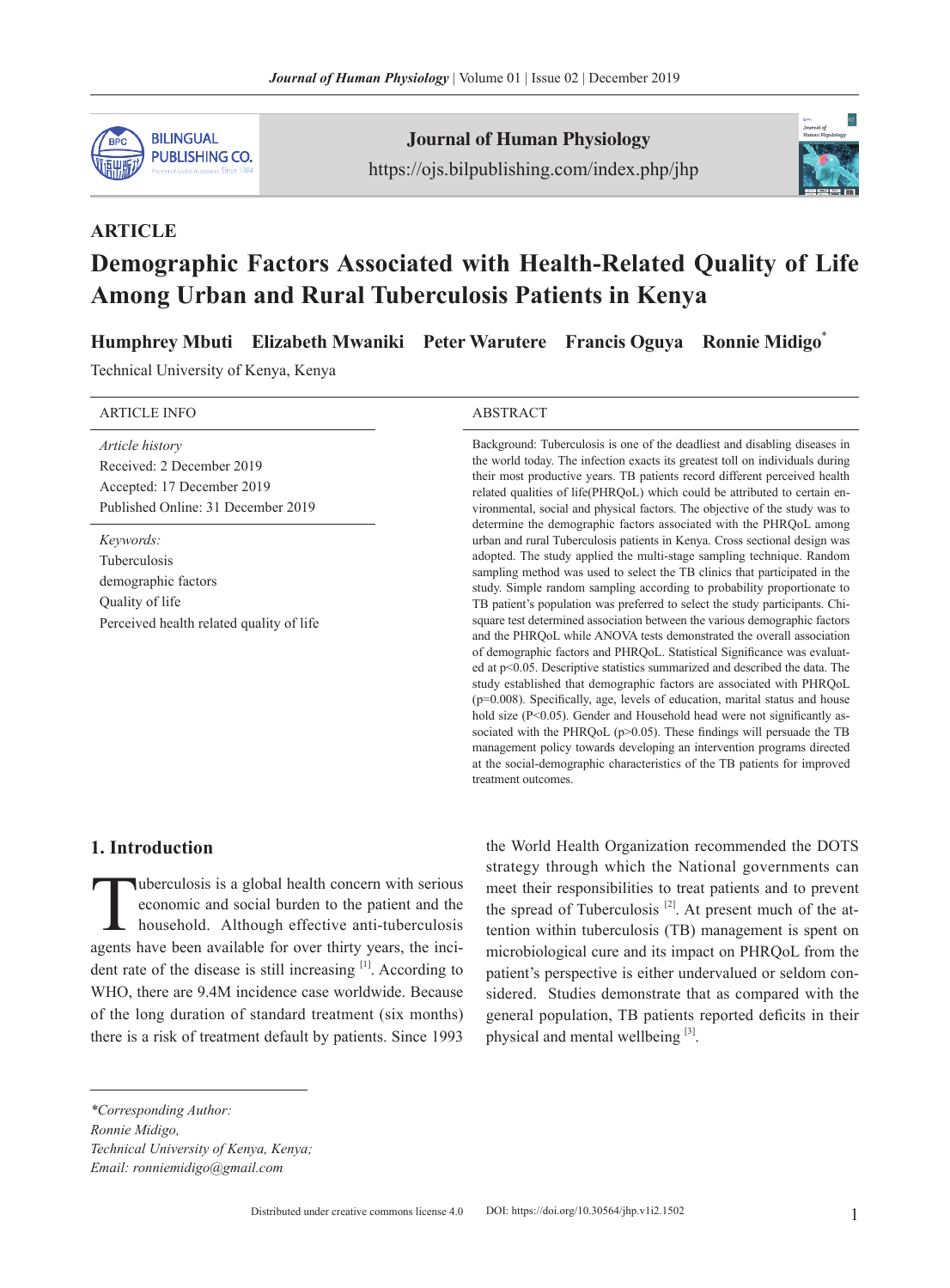ARTICLE

# Demographic Factors Associated with Health-Related Quality of Life Among Urban and Rural Tuberculosis Patients in Kenya

**Humphrey Mbuti Elizabeth Mwaniki Peter Warutere Francis Oguya Ronnie Midigo***

Technical University of Kenya, Kenya

| ARTICLE INFO |
|---|
| *Article history* |
| Received: 2 December 2019 |
| Accepted: 17 December 2019 |
| Published Online: 31 December 2019 |
| *Keywords:* |
| Tuberculosis |
| demographic factors |
| Quality of life |
| Perceived health related quality of life |

## ABSTRACT

Background: Tuberculosis is one of the deadliest and disabling diseases in the world today. The infection exacts its greatest toll on individuals during their most productive years. TB patients record different perceived health related qualities of life(PHRQoL) which could be attributed to certain environmental, social and physical factors. The objective of the study was to determine the demographic factors associated with the PHRQoL among urban and rural Tuberculosis patients in Kenya. Cross sectional design was adopted. The study applied the multi-stage sampling technique. Random sampling method was used to select the TB clinics that participated in the study. Simple random sampling according to probability proportionate to TB patient's population was preferred to select the study participants. Chi-square test determined association between the various demographic factors and the PHRQoL while ANOVA tests demonstrated the overall association of demographic factors and PHRQoL. Statistical Significance was evaluated at $p<0.05$. Descriptive statistics summarized and described the data. The study established that demographic factors are associated with PHRQoL ($p=0.008$). Specifically, age, levels of education, marital status and house hold size ($P<0.05$). Gender and Household head were not significantly associated with the PHRQoL ($p>0.05$). These findings will persuade the TB management policy towards developing an intervention programs directed at the social-demographic characteristics of the TB patients for improved treatment outcomes.

## 1. Introduction

Tuberculosis is a global health concern with serious economic and social burden to the patient and the household. Although effective anti-tuberculosis agents have been available for over thirty years, the incident rate of the disease is still increasing [1]. According to WHO, there are 9.4M incidence case worldwide. Because of the long duration of standard treatment (six months) there is a risk of treatment default by patients. Since 1993 the World Health Organization recommended the DOTS strategy through which the National governments can meet their responsibilities to treat patients and to prevent the spread of Tuberculosis [2]. At present much of the attention within tuberculosis (TB) management is spent on microbiological cure and its impact on PHRQoL from the patient's perspective is either undervalued or seldom considered. Studies demonstrate that as compared with the general population, TB patients reported deficits in their physical and mental wellbeing [3].

*\*Corresponding Author:*
*Ronnie Midigo,*
*Technical University of Kenya, Kenya;*
*Email: ronniemidigo@gmail.com*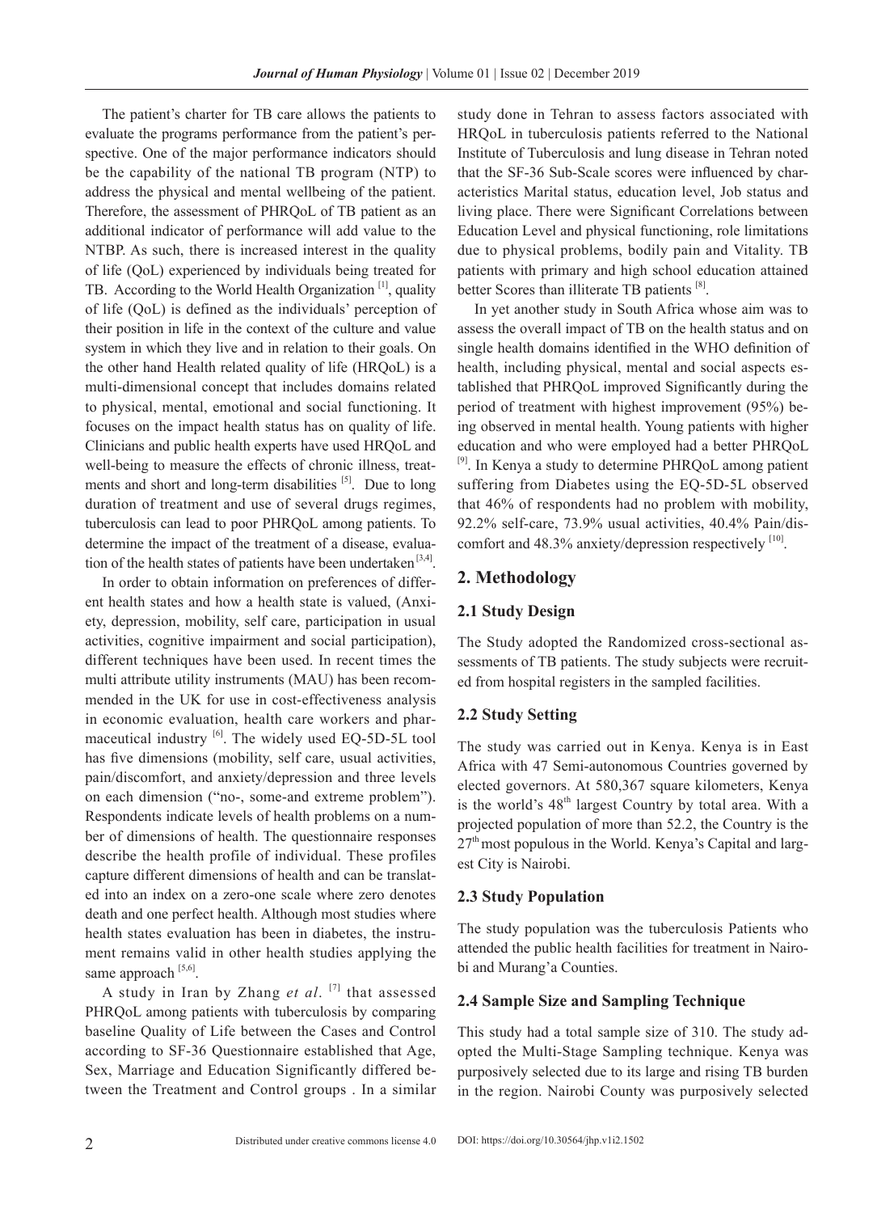The patient's charter for TB care allows the patients to evaluate the programs performance from the patient's perspective. One of the major performance indicators should be the capability of the national TB program (NTP) to address the physical and mental wellbeing of the patient. Therefore, the assessment of PHRQoL of TB patient as an additional indicator of performance will add value to the NTBP. As such, there is increased interest in the quality of life (QoL) experienced by individuals being treated for TB. According to the World Health Organization [1], quality of life (QoL) is defined as the individuals' perception of their position in life in the context of the culture and value system in which they live and in relation to their goals. On the other hand Health related quality of life (HRQoL) is a multi-dimensional concept that includes domains related to physical, mental, emotional and social functioning. It focuses on the impact health status has on quality of life. Clinicians and public health experts have used HRQoL and well-being to measure the effects of chronic illness, treatments and short and long-term disabilities [5]. Due to long duration of treatment and use of several drugs regimes, tuberculosis can lead to poor PHRQoL among patients. To determine the impact of the treatment of a disease, evaluation of the health states of patients have been undertaken [3,4].

In order to obtain information on preferences of different health states and how a health state is valued, (Anxiety, depression, mobility, self care, participation in usual activities, cognitive impairment and social participation), different techniques have been used. In recent times the multi attribute utility instruments (MAU) has been recommended in the UK for use in cost-effectiveness analysis in economic evaluation, health care workers and pharmaceutical industry [6]. The widely used EQ-5D-5L tool has five dimensions (mobility, self care, usual activities, pain/discomfort, and anxiety/depression and three levels on each dimension ("no-, some-and extreme problem"). Respondents indicate levels of health problems on a number of dimensions of health. The questionnaire responses describe the health profile of individual. These profiles capture different dimensions of health and can be translated into an index on a zero-one scale where zero denotes death and one perfect health. Although most studies where health states evaluation has been in diabetes, the instrument remains valid in other health studies applying the same approach [5,6].

A study in Iran by Zhang *et al*. [7] that assessed PHRQoL among patients with tuberculosis by comparing baseline Quality of Life between the Cases and Control according to SF-36 Questionnaire established that Age, Sex, Marriage and Education Significantly differed between the Treatment and Control groups . In a similar study done in Tehran to assess factors associated with HRQoL in tuberculosis patients referred to the National Institute of Tuberculosis and lung disease in Tehran noted that the SF-36 Sub-Scale scores were influenced by characteristics Marital status, education level, Job status and living place. There were Significant Correlations between Education Level and physical functioning, role limitations due to physical problems, bodily pain and Vitality. TB patients with primary and high school education attained better Scores than illiterate TB patients [8].

In yet another study in South Africa whose aim was to assess the overall impact of TB on the health status and on single health domains identified in the WHO definition of health, including physical, mental and social aspects established that PHRQoL improved Significantly during the period of treatment with highest improvement (95%) being observed in mental health. Young patients with higher education and who were employed had a better PHRQoL [9]. In Kenya a study to determine PHRQoL among patient suffering from Diabetes using the EQ-5D-5L observed that 46% of respondents had no problem with mobility, 92.2% self-care, 73.9% usual activities, 40.4% Pain/discomfort and 48.3% anxiety/depression respectively [10].

## 2. Methodology

### 2.1 Study Design

The Study adopted the Randomized cross-sectional assessments of TB patients. The study subjects were recruited from hospital registers in the sampled facilities.

### 2.2 Study Setting

The study was carried out in Kenya. Kenya is in East Africa with 47 Semi-autonomous Countries governed by elected governors. At 580,367 square kilometers, Kenya is the world's 48th largest Country by total area. With a projected population of more than 52.2, the Country is the 27th most populous in the World. Kenya's Capital and largest City is Nairobi.

### 2.3 Study Population

The study population was the tuberculosis Patients who attended the public health facilities for treatment in Nairobi and Murang'a Counties.

### 2.4 Sample Size and Sampling Technique

This study had a total sample size of 310. The study adopted the Multi-Stage Sampling technique. Kenya was purposively selected due to its large and rising TB burden in the region. Nairobi County was purposively selected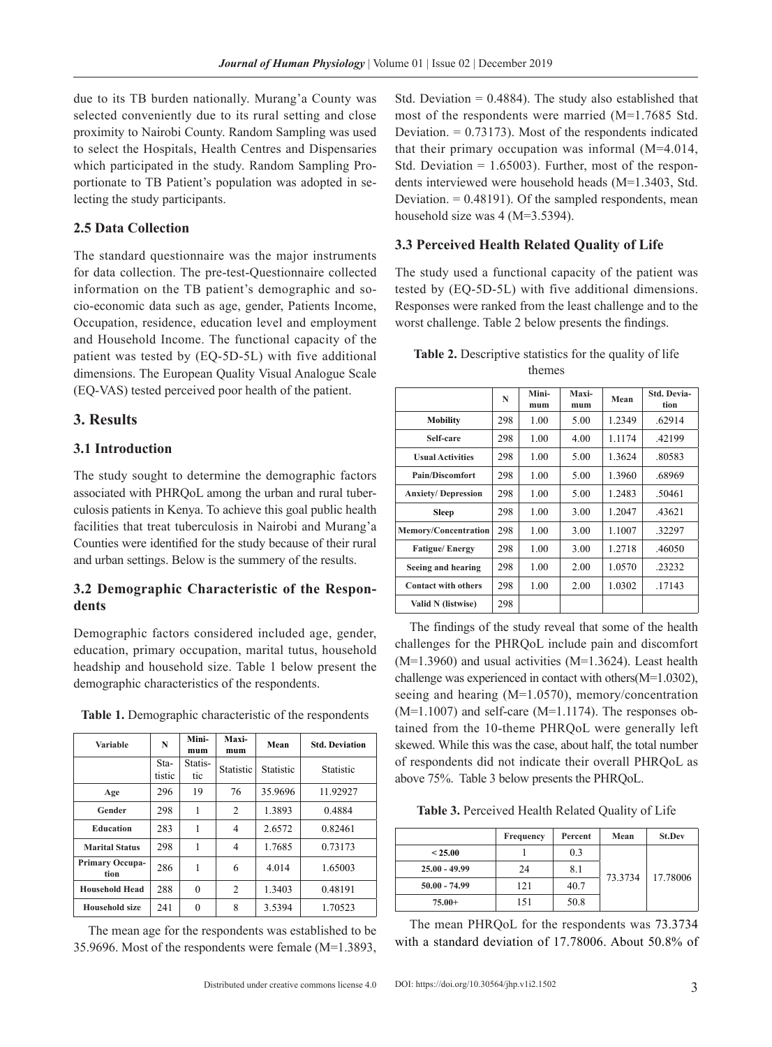due to its TB burden nationally. Murang'a County was selected conveniently due to its rural setting and close proximity to Nairobi County. Random Sampling was used to select the Hospitals, Health Centres and Dispensaries which participated in the study. Random Sampling Proportionate to TB Patient's population was adopted in selecting the study participants.

### 2.5 Data Collection

The standard questionnaire was the major instruments for data collection. The pre-test-Questionnaire collected information on the TB patient's demographic and socio-economic data such as age, gender, Patients Income, Occupation, residence, education level and employment and Household Income. The functional capacity of the patient was tested by (EQ-5D-5L) with five additional dimensions. The European Quality Visual Analogue Scale (EQ-VAS) tested perceived poor health of the patient.

## 3. Results

### 3.1 Introduction

The study sought to determine the demographic factors associated with PHRQoL among the urban and rural tuberculosis patients in Kenya. To achieve this goal public health facilities that treat tuberculosis in Nairobi and Murang'a Counties were identified for the study because of their rural and urban settings. Below is the summery of the results.

### 3.2 Demographic Characteristic of the Respondents

Demographic factors considered included age, gender, education, primary occupation, marital tutus, household headship and household size. Table 1 below present the demographic characteristics of the respondents.

**Table 1.** Demographic characteristic of the respondents

| Variable | N | Minimum | Maximum | Mean | Std. Deviation |
|---|---|---|---|---|---|
| | Statistic | Statistic | Statistic | Statistic | Statistic |
| **Age** | 296 | 19 | 76 | 35.9696 | 11.92927 |
| **Gender** | 298 | 1 | 2 | 1.3893 | 0.4884 |
| **Education** | 283 | 1 | 4 | 2.6572 | 0.82461 |
| **Marital Status** | 298 | 1 | 4 | 1.7685 | 0.73173 |
| **Primary Occupation** | 286 | 1 | 6 | 4.014 | 1.65003 |
| **Household Head** | 288 | 0 | 2 | 1.3403 | 0.48191 |
| **Household size** | 241 | 0 | 8 | 3.5394 | 1.70523 |

The mean age for the respondents was established to be 35.9696. Most of the respondents were female (M=1.3893, Std. Deviation = 0.4884). The study also established that most of the respondents were married (M=1.7685 Std. Deviation. = 0.73173). Most of the respondents indicated that their primary occupation was informal (M=4.014, Std. Deviation = 1.65003). Further, most of the respondents interviewed were household heads (M=1.3403, Std. Deviation. = 0.48191). Of the sampled respondents, mean household size was 4 (M=3.5394).

### 3.3 Perceived Health Related Quality of Life

The study used a functional capacity of the patient was tested by (EQ-5D-5L) with five additional dimensions. Responses were ranked from the least challenge and to the worst challenge. Table 2 below presents the findings.

**Table 2.** Descriptive statistics for the quality of life themes

| | N | Minimum | Maximum | Mean | Std. Deviation |
|---|---|---|---|---|---|
| **Mobility** | 298 | 1.00 | 5.00 | 1.2349 | .62914 |
| **Self-care** | 298 | 1.00 | 4.00 | 1.1174 | .42199 |
| **Usual Activities** | 298 | 1.00 | 5.00 | 1.3624 | .80583 |
| **Pain/Discomfort** | 298 | 1.00 | 5.00 | 1.3960 | .68969 |
| **Anxiety/ Depression** | 298 | 1.00 | 5.00 | 1.2483 | .50461 |
| **Sleep** | 298 | 1.00 | 3.00 | 1.2047 | .43621 |
| **Memory/Concentration** | 298 | 1.00 | 3.00 | 1.1007 | .32297 |
| **Fatigue/ Energy** | 298 | 1.00 | 3.00 | 1.2718 | .46050 |
| **Seeing and hearing** | 298 | 1.00 | 2.00 | 1.0570 | .23232 |
| **Contact with others** | 298 | 1.00 | 2.00 | 1.0302 | .17143 |
| **Valid N (listwise)** | 298 | | | | |

The findings of the study reveal that some of the health challenges for the PHRQoL include pain and discomfort (M=1.3960) and usual activities (M=1.3624). Least health challenge was experienced in contact with others(M=1.0302), seeing and hearing (M=1.0570), memory/concentration (M=1.1007) and self-care (M=1.1174). The responses obtained from the 10-theme PHRQoL were generally left skewed. While this was the case, about half, the total number of respondents did not indicate their overall PHRQoL as above 75%. Table 3 below presents the PHRQoL.

**Table 3.** Perceived Health Related Quality of Life

| | Frequency | Percent | Mean | St.Dev |
|---|---|---|---|---|
| **< 25.00** | 1 | 0.3 | 73.3734 | 17.78006 |
| **25.00 - 49.99** | 24 | 8.1 | | |
| **50.00 - 74.99** | 121 | 40.7 | | |
| **75.00+** | 151 | 50.8 | | |

The mean PHRQoL for the respondents was 73.3734 with a standard deviation of 17.78006. About 50.8% of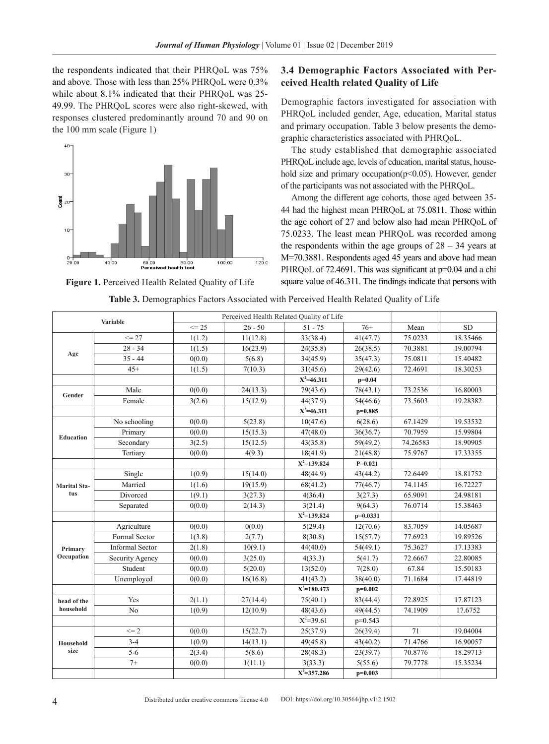the respondents indicated that their PHRQoL was 75% and above. Those with less than 25% PHRQoL were 0.3% while about 8.1% indicated that their PHRQoL was 25-49.99. The PHRQoL scores were also right-skewed, with responses clustered predominantly around 70 and 90 on the 100 mm scale (Figure 1)

**Figure 1.** Perceived Health Related Quality of Life

### 3.4 Demographic Factors Associated with Perceived Health related Quality of Life

Demographic factors investigated for association with PHRQoL included gender, Age, education, Marital status and primary occupation. Table 3 below presents the demographic characteristics associated with PHRQoL.

The study established that demographic associated PHRQoL include age, levels of education, marital status, household size and primary occupation($p<0.05$). However, gender of the participants was not associated with the PHRQoL.

Among the different age cohorts, those aged between 35-44 had the highest mean PHRQoL at 75.0811. Those within the age cohort of 27 and below also had mean PHRQoL of 75.0233. The least mean PHRQoL was recorded among the respondents within the age groups of 28 – 34 years at M=70.3881. Respondents aged 45 years and above had mean PHRQoL of 72.4691. This was significant at p=0.04 and a chi square value of 46.311. The findings indicate that persons with

**Table 3.** Demographics Factors Associated with Perceived Health Related Quality of Life

| Variable | | Perceived Health Related Quality of Life | | | | | |
|---|---|---|---|---|---|---|---|
| | | <= 25 | 26 - 50 | 51 - 75 | 76+ | Mean | SD |
| **Age** | <= 27 | 1(1.2) | 11(12.8) | 33(38.4) | 41(47.7) | 75.0233 | 18.35466 |
| | 28 - 34 | 1(1.5) | 16(23.9) | 24(35.8) | 26(38.5) | 70.3881 | 19.00794 |
| | 35 - 44 | 0(0.0) | 5(6.8) | 34(45.9) | 35(47.3) | 75.0811 | 15.40482 |
| | 45+ | 1(1.5) | 7(10.3) | 31(45.6) | 29(42.6) | 72.4691 | 18.30253 |
| | | | | **$X^2$=46.311** | **p=0.04** | | |
| **Gender** | Male | 0(0.0) | 24(13.3) | 79(43.6) | 78(43.1) | 73.2536 | 16.80003 |
| | Female | 3(2.6) | 15(12.9) | 44(37.9) | 54(46.6) | 73.5603 | 19.28382 |
| | | | | **$X^2$=46.311** | **p=0.885** | | |
| **Education** | No schooling | 0(0.0) | 5(23.8) | 10(47.6) | 6(28.6) | 67.1429 | 19.53532 |
| | Primary | 0(0.0) | 15(15.3) | 47(48.0) | 36(36.7) | 70.7959 | 15.99804 |
| | Secondary | 3(2.5) | 15(12.5) | 43(35.8) | 59(49.2) | 74.26583 | 18.90905 |
| | Tertiary | 0(0.0) | 4(9.3) | 18(41.9) | 21(48.8) | 75.9767 | 17.33355 |
| | | | | **$X^2$=139.824** | **P=0.021** | | |
| **Marital Status** | Single | 1(0.9) | 15(14.0) | 48(44.9) | 43(44.2) | 72.6449 | 18.81752 |
| | Married | 1(1.6) | 19(15.9) | 68(41.2) | 77(46.7) | 74.1145 | 16.72227 |
| | Divorced | 1(9.1) | 3(27.3) | 4(36.4) | 3(27.3) | 65.9091 | 24.98181 |
| | Separated | 0(0.0) | 2(14.3) | 3(21.4) | 9(64.3) | 76.0714 | 15.38463 |
| | | | | **$X^2$=139.824** | **p=0.0331** | | |
| **Primary Occupation** | Agriculture | 0(0.0) | 0(0.0) | 5(29.4) | 12(70.6) | 83.7059 | 14.05687 |
| | Formal Sector | 1(3.8) | 2(7.7) | 8(30.8) | 15(57.7) | 77.6923 | 19.89526 |
| | Informal Sector | 2(1.8) | 10(9.1) | 44(40.0) | 54(49.1) | 75.3627 | 17.13383 |
| | Security Agency | 0(0.0) | 3(25.0) | 4(33.3) | 5(41.7) | 72.6667 | 22.80085 |
| | Student | 0(0.0) | 5(20.0) | 13(52.0) | 7(28.0) | 67.84 | 15.50183 |
| | Unemployed | 0(0.0) | 16(16.8) | 41(43.2) | 38(40.0) | 71.1684 | 17.44819 |
| | | | | **$X^2$=180.473** | **p=0.002** | | |
| **head of the household** | Yes | 2(1.1) | 27(14.4) | 75(40.1) | 83(44.4) | 72.8925 | 17.87123 |
| | No | 1(0.9) | 12(10.9) | 48(43.6) | 49(44.5) | 74.1909 | 17.6752 |
| | | | | $X^2$=39.61 | p=0.543 | | |
| **Household size** | <= 2 | 0(0.0) | 15(22.7) | 25(37.9) | 26(39.4) | 71 | 19.04004 |
| | 3-4 | 1(0.9) | 14(13.1) | 49(45.8) | 43(40.2) | 71.4766 | 16.90057 |
| | 5-6 | 2(3.4) | 5(8.6) | 28(48.3) | 23(39.7) | 70.8776 | 18.29713 |
| | 7+ | 0(0.0) | 1(11.1) | 3(33.3) | 5(55.6) | 79.7778 | 15.35234 |
| | | | | **$X^2$=357.286** | **p=0.003** | | |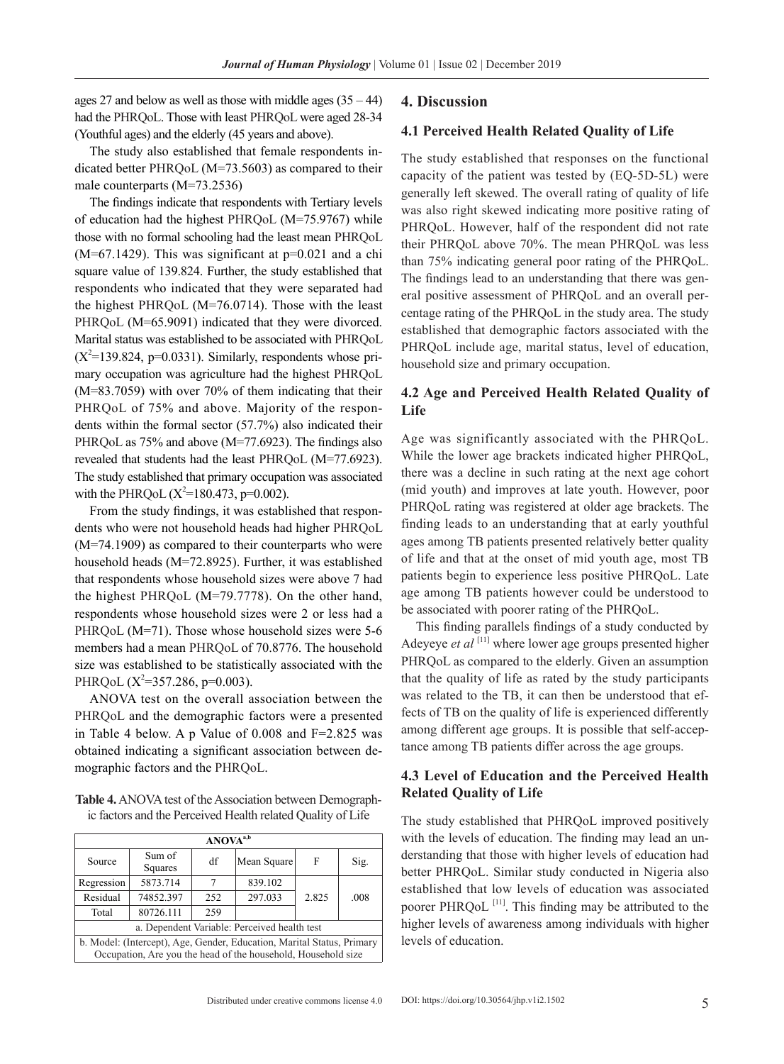ages 27 and below as well as those with middle ages (35 – 44) had the PHRQoL. Those with least PHRQoL were aged 28-34 (Youthful ages) and the elderly (45 years and above).

The study also established that female respondents indicated better PHRQoL (M=73.5603) as compared to their male counterparts (M=73.2536)

The findings indicate that respondents with Tertiary levels of education had the highest PHRQoL (M=75.9767) while those with no formal schooling had the least mean PHRQoL (M=67.1429). This was significant at p=0.021 and a chi square value of 139.824. Further, the study established that respondents who indicated that they were separated had the highest PHRQoL (M=76.0714). Those with the least PHRQoL (M=65.9091) indicated that they were divorced. Marital status was established to be associated with PHRQoL ($X^2$=139.824, p=0.0331). Similarly, respondents whose primary occupation was agriculture had the highest PHRQoL (M=83.7059) with over 70% of them indicating that their PHRQoL of 75% and above. Majority of the respondents within the formal sector (57.7%) also indicated their PHRQoL as 75% and above (M=77.6923). The findings also revealed that students had the least PHRQoL (M=77.6923). The study established that primary occupation was associated with the PHRQoL ($X^2$=180.473, p=0.002).

From the study findings, it was established that respondents who were not household heads had higher PHRQoL (M=74.1909) as compared to their counterparts who were household heads (M=72.8925). Further, it was established that respondents whose household sizes were above 7 had the highest PHRQoL (M=79.7778). On the other hand, respondents whose household sizes were 2 or less had a PHRQoL (M=71). Those whose household sizes were 5-6 members had a mean PHRQoL of 70.8776. The household size was established to be statistically associated with the PHRQoL ($X^2$=357.286, p=0.003).

ANOVA test on the overall association between the PHRQoL and the demographic factors were a presented in Table 4 below. A p Value of 0.008 and F=2.825 was obtained indicating a significant association between demographic factors and the PHRQoL.

**Table 4.** ANOVA test of the Association between Demographic factors and the Perceived Health related Quality of Life

| ANOVA[a,b] | | | | | |
|---|---|---|---|---|---|
| Source | Sum of Squares | df | Mean Square | F | Sig. |
| Regression | 5873.714 | 7 | 839.102 | 2.825 | .008 |
| Residual | 74852.397 | 252 | 297.033 | | |
| Total | 80726.111 | 259 | | | |
| a. Dependent Variable: Perceived health test | | | | | |
| b. Model: (Intercept), Age, Gender, Education, Marital Status, Primary Occupation, Are you the head of the household, Household size | | | | | |

## 4. Discussion

### 4.1 Perceived Health Related Quality of Life

The study established that responses on the functional capacity of the patient was tested by (EQ-5D-5L) were generally left skewed. The overall rating of quality of life was also right skewed indicating more positive rating of PHRQoL. However, half of the respondent did not rate their PHRQoL above 70%. The mean PHRQoL was less than 75% indicating general poor rating of the PHRQoL. The findings lead to an understanding that there was general positive assessment of PHRQoL and an overall percentage rating of the PHRQoL in the study area. The study established that demographic factors associated with the PHRQoL include age, marital status, level of education, household size and primary occupation.

### 4.2 Age and Perceived Health Related Quality of Life

Age was significantly associated with the PHRQoL. While the lower age brackets indicated higher PHRQoL, there was a decline in such rating at the next age cohort (mid youth) and improves at late youth. However, poor PHRQoL rating was registered at older age brackets. The finding leads to an understanding that at early youthful ages among TB patients presented relatively better quality of life and that at the onset of mid youth age, most TB patients begin to experience less positive PHRQoL. Late age among TB patients however could be understood to be associated with poorer rating of the PHRQoL.

This finding parallels findings of a study conducted by Adeyeye *et al* [11] where lower age groups presented higher PHRQoL as compared to the elderly. Given an assumption that the quality of life as rated by the study participants was related to the TB, it can then be understood that effects of TB on the quality of life is experienced differently among different age groups. It is possible that self-acceptance among TB patients differ across the age groups.

### 4.3 Level of Education and the Perceived Health Related Quality of Life

The study established that PHRQoL improved positively with the levels of education. The finding may lead an understanding that those with higher levels of education had better PHRQoL. Similar study conducted in Nigeria also established that low levels of education was associated poorer PHRQoL [11]. This finding may be attributed to the higher levels of awareness among individuals with higher levels of education.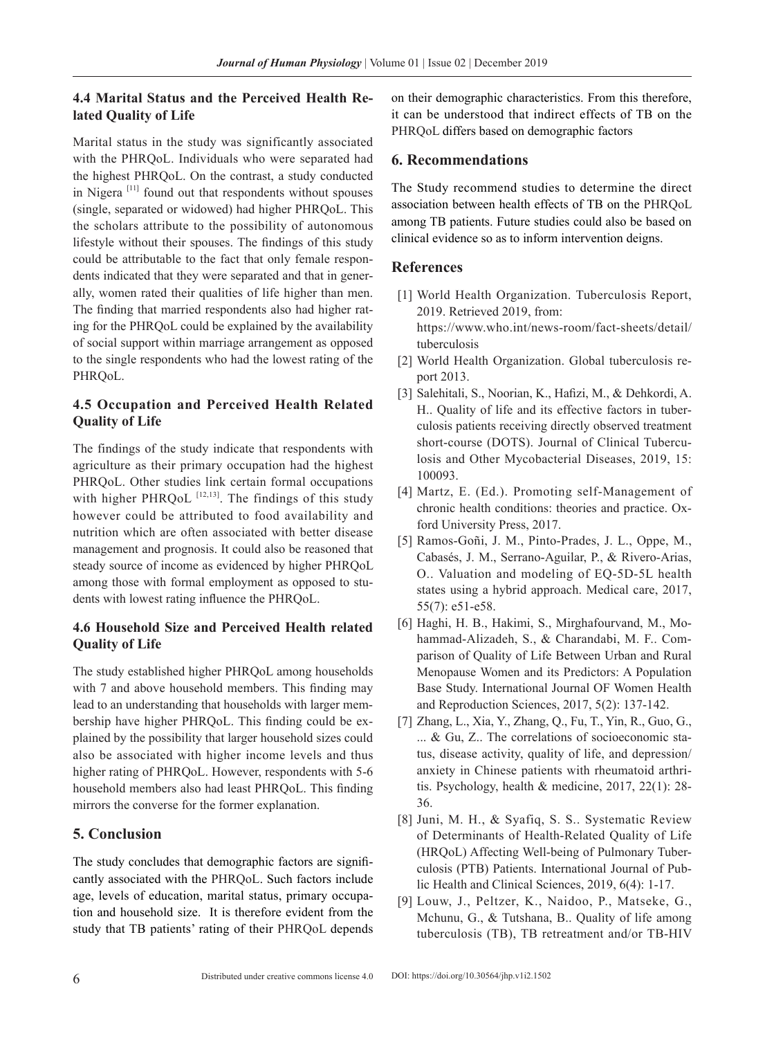### 4.4 Marital Status and the Perceived Health Related Quality of Life

Marital status in the study was significantly associated with the PHRQoL. Individuals who were separated had the highest PHRQoL. On the contrast, a study conducted in Nigera [11] found out that respondents without spouses (single, separated or widowed) had higher PHRQoL. This the scholars attribute to the possibility of autonomous lifestyle without their spouses. The findings of this study could be attributable to the fact that only female respondents indicated that they were separated and that in generally, women rated their qualities of life higher than men. The finding that married respondents also had higher rating for the PHRQoL could be explained by the availability of social support within marriage arrangement as opposed to the single respondents who had the lowest rating of the PHRQoL.

### 4.5 Occupation and Perceived Health Related Quality of Life

The findings of the study indicate that respondents with agriculture as their primary occupation had the highest PHRQoL. Other studies link certain formal occupations with higher PHRQoL [12,13]. The findings of this study however could be attributed to food availability and nutrition which are often associated with better disease management and prognosis. It could also be reasoned that steady source of income as evidenced by higher PHRQoL among those with formal employment as opposed to students with lowest rating influence the PHRQoL.

### 4.6 Household Size and Perceived Health related Quality of Life

The study established higher PHRQoL among households with 7 and above household members. This finding may lead to an understanding that households with larger membership have higher PHRQoL. This finding could be explained by the possibility that larger household sizes could also be associated with higher income levels and thus higher rating of PHRQoL. However, respondents with 5-6 household members also had least PHRQoL. This finding mirrors the converse for the former explanation.

## 5. Conclusion

The study concludes that demographic factors are significantly associated with the PHRQoL. Such factors include age, levels of education, marital status, primary occupation and household size. It is therefore evident from the study that TB patients' rating of their PHRQoL depends on their demographic characteristics. From this therefore, it can be understood that indirect effects of TB on the PHRQoL differs based on demographic factors

## 6. Recommendations

The Study recommend studies to determine the direct association between health effects of TB on the PHRQoL among TB patients. Future studies could also be based on clinical evidence so as to inform intervention deigns.

## References

[1] World Health Organization. Tuberculosis Report, 2019. Retrieved 2019, from: https://www.who.int/news-room/fact-sheets/detail/tuberculosis

[2] World Health Organization. Global tuberculosis report 2013.

[3] Salehitali, S., Noorian, K., Hafizi, M., & Dehkordi, A. H.. Quality of life and its effective factors in tuberculosis patients receiving directly observed treatment short-course (DOTS). Journal of Clinical Tuberculosis and Other Mycobacterial Diseases, 2019, 15: 100093.

[4] Martz, E. (Ed.). Promoting self-Management of chronic health conditions: theories and practice. Oxford University Press, 2017.

[5] Ramos-Goñi, J. M., Pinto-Prades, J. L., Oppe, M., Cabasés, J. M., Serrano-Aguilar, P., & Rivero-Arias, O.. Valuation and modeling of EQ-5D-5L health states using a hybrid approach. Medical care, 2017, 55(7): e51-e58.

[6] Haghi, H. B., Hakimi, S., Mirghafourvand, M., Mohammad-Alizadeh, S., & Charandabi, M. F.. Comparison of Quality of Life Between Urban and Rural Menopause Women and its Predictors: A Population Base Study. International Journal OF Women Health and Reproduction Sciences, 2017, 5(2): 137-142.

[7] Zhang, L., Xia, Y., Zhang, Q., Fu, T., Yin, R., Guo, G., ... & Gu, Z.. The correlations of socioeconomic status, disease activity, quality of life, and depression/anxiety in Chinese patients with rheumatoid arthritis. Psychology, health & medicine, 2017, 22(1): 28-36.

[8] Juni, M. H., & Syafiq, S. S.. Systematic Review of Determinants of Health-Related Quality of Life (HRQoL) Affecting Well-being of Pulmonary Tuberculosis (PTB) Patients. International Journal of Public Health and Clinical Sciences, 2019, 6(4): 1-17.

[9] Louw, J., Peltzer, K., Naidoo, P., Matseke, G., Mchunu, G., & Tutshana, B.. Quality of life among tuberculosis (TB), TB retreatment and/or TB-HIV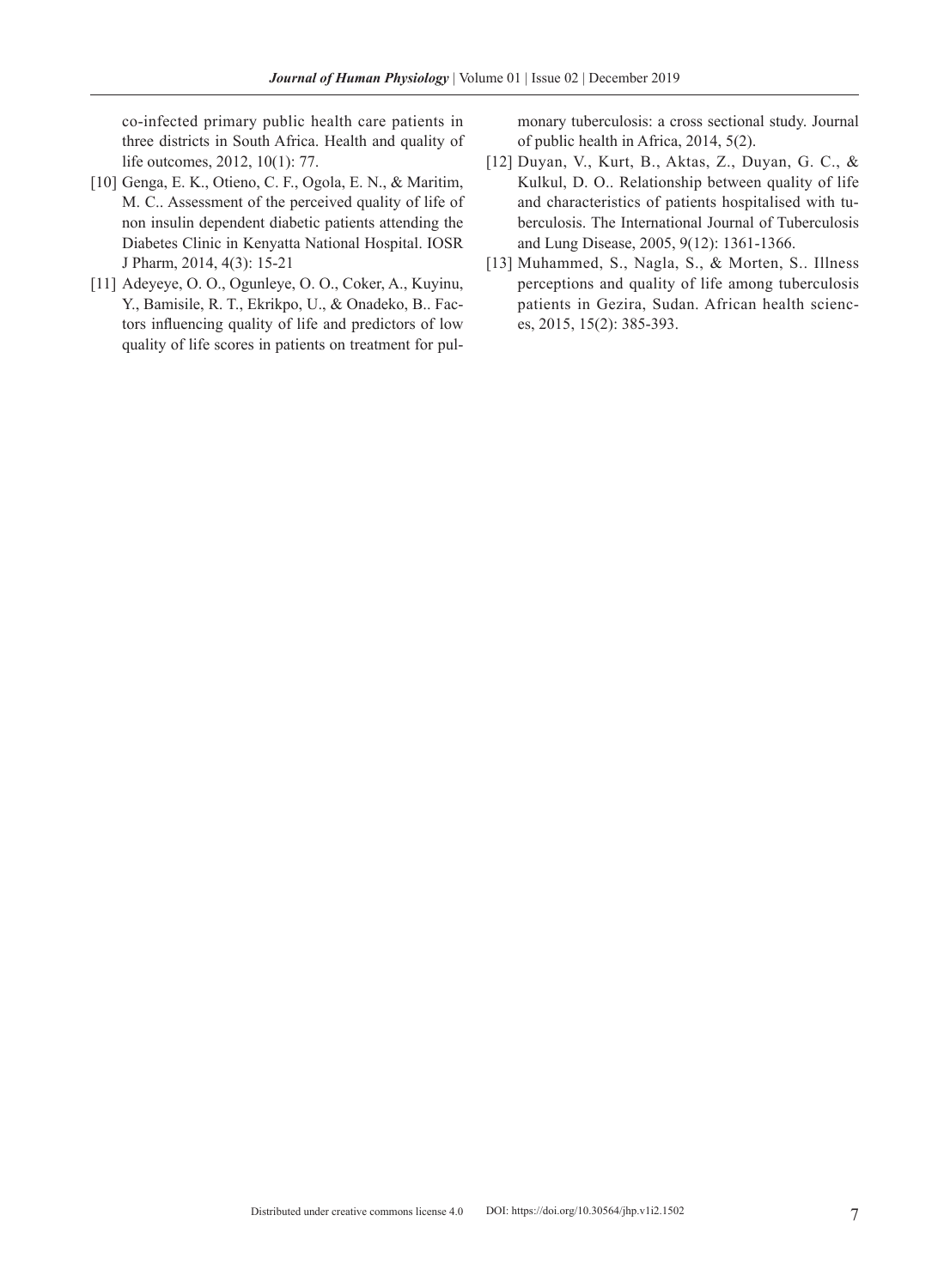co-infected primary public health care patients in three districts in South Africa. Health and quality of life outcomes, 2012, 10(1): 77.

[10] Genga, E. K., Otieno, C. F., Ogola, E. N., & Maritim, M. C.. Assessment of the perceived quality of life of non insulin dependent diabetic patients attending the Diabetes Clinic in Kenyatta National Hospital. IOSR J Pharm, 2014, 4(3): 15-21

[11] Adeyeye, O. O., Ogunleye, O. O., Coker, A., Kuyinu, Y., Bamisile, R. T., Ekrikpo, U., & Onadeko, B.. Factors influencing quality of life and predictors of low quality of life scores in patients on treatment for pulmonary tuberculosis: a cross sectional study. Journal of public health in Africa, 2014, 5(2).

[12] Duyan, V., Kurt, B., Aktas, Z., Duyan, G. C., & Kulkul, D. O.. Relationship between quality of life and characteristics of patients hospitalised with tuberculosis. The International Journal of Tuberculosis and Lung Disease, 2005, 9(12): 1361-1366.

[13] Muhammed, S., Nagla, S., & Morten, S.. Illness perceptions and quality of life among tuberculosis patients in Gezira, Sudan. African health sciences, 2015, 15(2): 385-393.